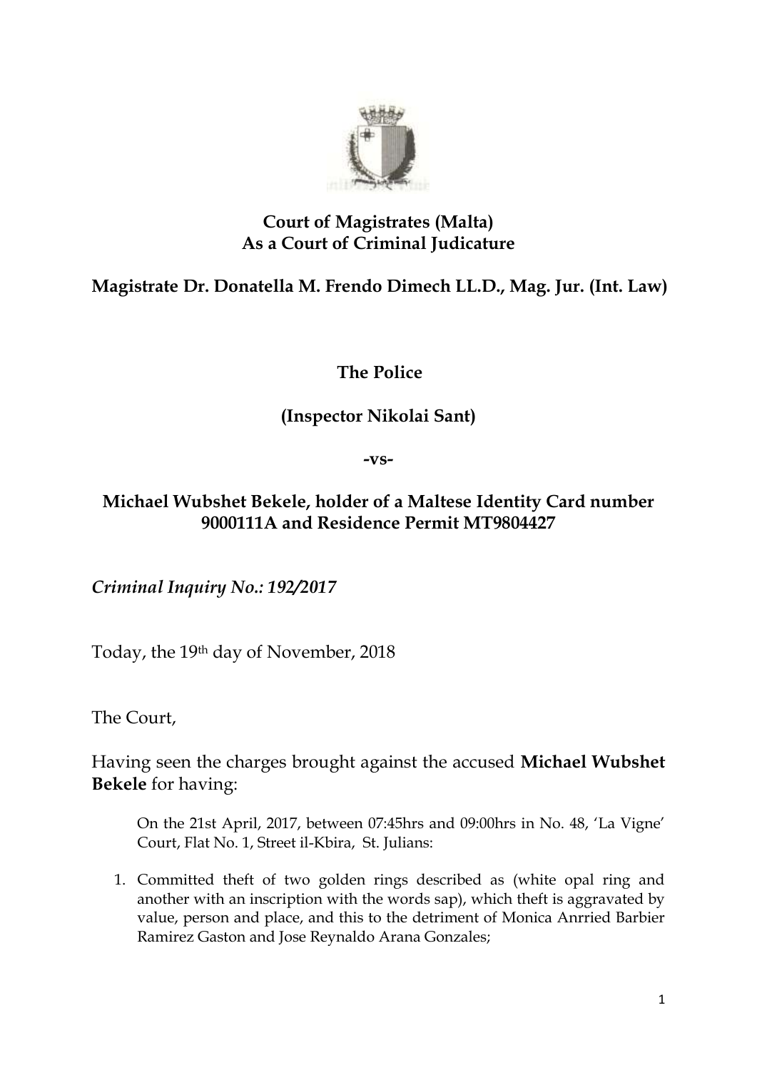**Court of Magistrates (Malta)**
**As a Court of Criminal Judicature**

**Magistrate Dr. Donatella M. Frendo Dimech LL.D., Mag. Jur. (Int. Law)**

**The Police**

**(Inspector Nikolai Sant)**

**-vs-**

**Michael Wubshet Bekele, holder of a Maltese Identity Card number 9000111A and Residence Permit MT9804427**

***Criminal Inquiry No.: 192/2017***

Today, the 19th day of November, 2018

The Court,

Having seen the charges brought against the accused **Michael Wubshet Bekele** for having:

On the 21st April, 2017, between 07:45hrs and 09:00hrs in No. 48, 'La Vigne' Court, Flat No. 1, Street il-Kbira, St. Julians:

1. Committed theft of two golden rings described as (white opal ring and another with an inscription with the words sap), which theft is aggravated by value, person and place, and this to the detriment of Monica Anrried Barbier Ramirez Gaston and Jose Reynaldo Arana Gonzales;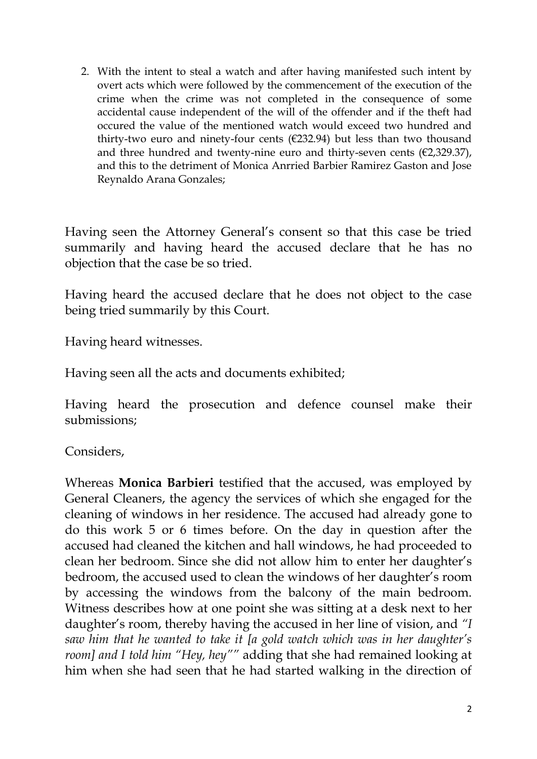2. With the intent to steal a watch and after having manifested such intent by overt acts which were followed by the commencement of the execution of the crime when the crime was not completed in the consequence of some accidental cause independent of the will of the offender and if the theft had occured the value of the mentioned watch would exceed two hundred and thirty-two euro and ninety-four cents (€232.94) but less than two thousand and three hundred and twenty-nine euro and thirty-seven cents (€2,329.37), and this to the detriment of Monica Anrried Barbier Ramirez Gaston and Jose Reynaldo Arana Gonzales;

Having seen the Attorney General's consent so that this case be tried summarily and having heard the accused declare that he has no objection that the case be so tried.

Having heard the accused declare that he does not object to the case being tried summarily by this Court.

Having heard witnesses.

Having seen all the acts and documents exhibited;

Having heard the prosecution and defence counsel make their submissions;

Considers,

Whereas **Monica Barbieri** testified that the accused, was employed by General Cleaners, the agency the services of which she engaged for the cleaning of windows in her residence. The accused had already gone to do this work 5 or 6 times before. On the day in question after the accused had cleaned the kitchen and hall windows, he had proceeded to clean her bedroom. Since she did not allow him to enter her daughter's bedroom, the accused used to clean the windows of her daughter's room by accessing the windows from the balcony of the main bedroom. Witness describes how at one point she was sitting at a desk next to her daughter's room, thereby having the accused in her line of vision, and *"I saw him that he wanted to take it [a gold watch which was in her daughter's room] and I told him "Hey, hey""* adding that she had remained looking at him when she had seen that he had started walking in the direction of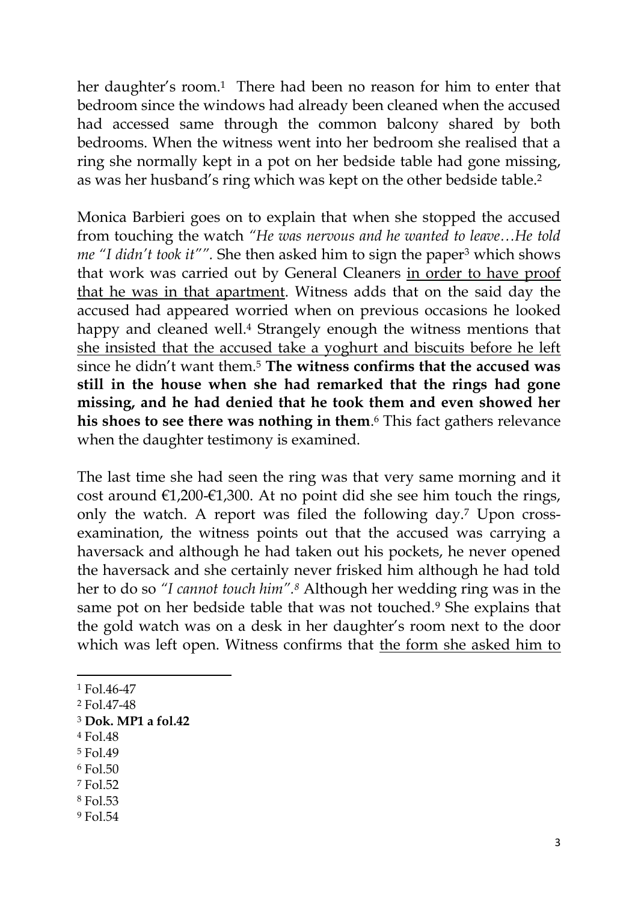her daughter's room.[1] There had been no reason for him to enter that bedroom since the windows had already been cleaned when the accused had accessed same through the common balcony shared by both bedrooms. When the witness went into her bedroom she realised that a ring she normally kept in a pot on her bedside table had gone missing, as was her husband's ring which was kept on the other bedside table.[2]

Monica Barbieri goes on to explain that when she stopped the accused from touching the watch *"He was nervous and he wanted to leave…He told me "I didn't took it""*. She then asked him to sign the paper[3] which shows that work was carried out by General Cleaners <u>in order to have proof that he was in that apartment</u>. Witness adds that on the said day the accused had appeared worried when on previous occasions he looked happy and cleaned well.[4] Strangely enough the witness mentions that <u>she insisted that the accused take a yoghurt and biscuits before he left</u> since he didn't want them.[5] **The witness confirms that the accused was still in the house when she had remarked that the rings had gone missing, and he had denied that he took them and even showed her his shoes to see there was nothing in them**.[6] This fact gathers relevance when the daughter testimony is examined.

The last time she had seen the ring was that very same morning and it cost around €1,200-€1,300. At no point did she see him touch the rings, only the watch. A report was filed the following day.[7] Upon cross-examination, the witness points out that the accused was carrying a haversack and although he had taken out his pockets, he never opened the haversack and she certainly never frisked him although he had told her to do so *"I cannot touch him"*.[8] Although her wedding ring was in the same pot on her bedside table that was not touched.[9] She explains that the gold watch was on a desk in her daughter's room next to the door which was left open. Witness confirms that <u>the form she asked him to</u>

---

[1] Fol.46-47

[2] Fol.47-48

[3] **Dok. MP1 a fol.42**

[4] Fol.48

[5] Fol.49

[6] Fol.50

[7] Fol.52

[8] Fol.53

[9] Fol.54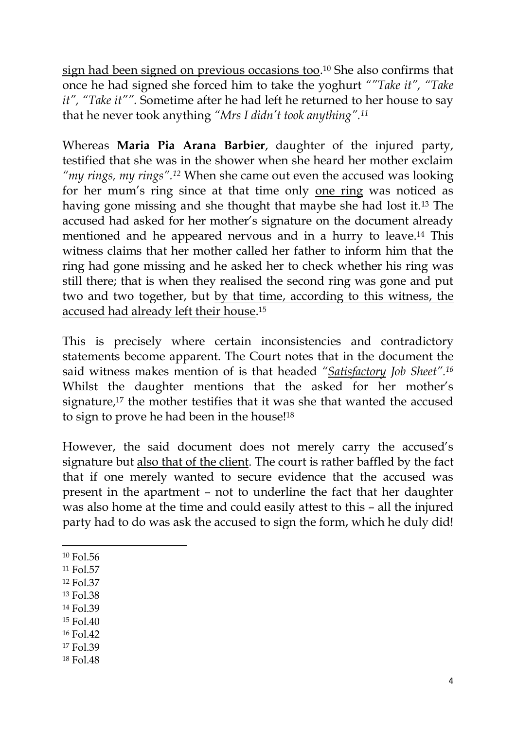<u>sign had been signed on previous occasions too</u>.[10] She also confirms that once he had signed she forced him to take the yoghurt *""Take it", "Take it", "Take it""*. Sometime after he had left he returned to her house to say that he never took anything *"Mrs I didn't took anything"*.[11]

Whereas **Maria Pia Arana Barbier**, daughter of the injured party, testified that she was in the shower when she heard her mother exclaim *"my rings, my rings"*.[12] When she came out even the accused was looking for her mum's ring since at that time only <u>one ring</u> was noticed as having gone missing and she thought that maybe she had lost it.[13] The accused had asked for her mother's signature on the document already mentioned and he appeared nervous and in a hurry to leave.[14] This witness claims that her mother called her father to inform him that the ring had gone missing and he asked her to check whether his ring was still there; that is when they realised the second ring was gone and put two and two together, but <u>by that time, according to this witness, the accused had already left their house</u>.[15]

This is precisely where certain inconsistencies and contradictory statements become apparent. The Court notes that in the document the said witness makes mention of is that headed *"<u>Satisfactory</u> Job Sheet"*.[16] Whilst the daughter mentions that the asked for her mother's signature,[17] the mother testifies that it was she that wanted the accused to sign to prove he had been in the house![18]

However, the said document does not merely carry the accused's signature but <u>also that of the client</u>. The court is rather baffled by the fact that if one merely wanted to secure evidence that the accused was present in the apartment – not to underline the fact that her daughter was also home at the time and could easily attest to this – all the injured party had to do was ask the accused to sign the form, which he duly did!

---

[10] Fol.56
[11] Fol.57
[12] Fol.37
[13] Fol.38
[14] Fol.39
[15] Fol.40
[16] Fol.42
[17] Fol.39
[18] Fol.48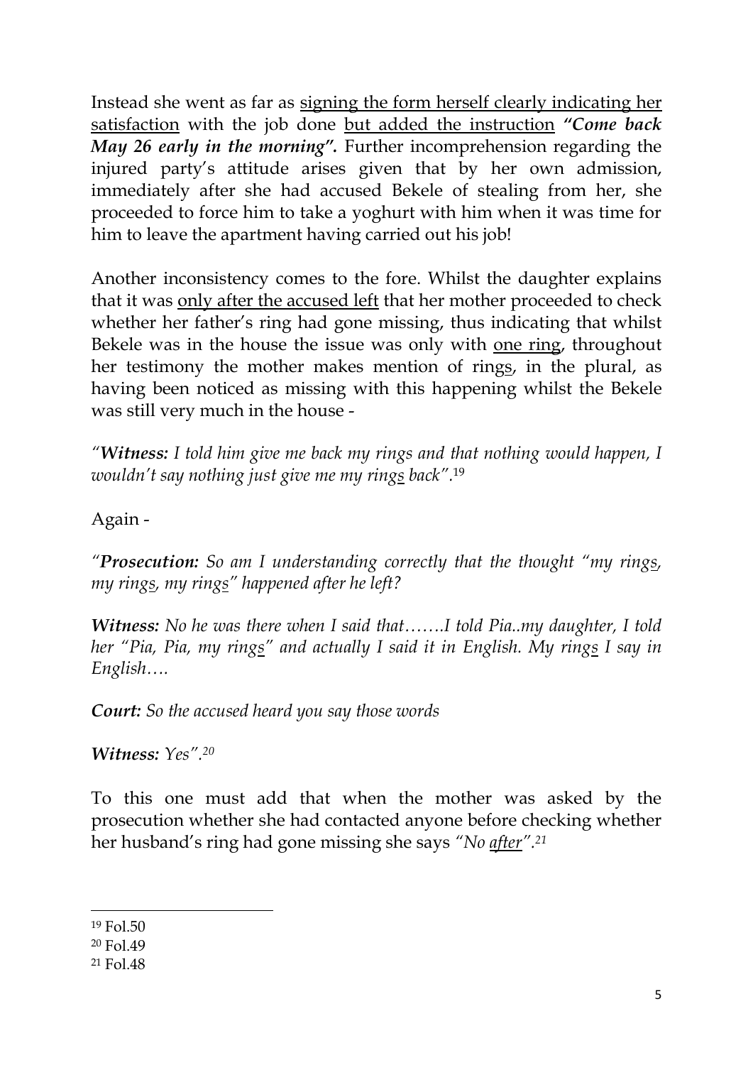Instead she went as far as <u>signing the form herself clearly indicating her satisfaction</u> with the job done <u>but added the instruction</u> ***"Come back May 26 early in the morning".*** Further incomprehension regarding the injured party's attitude arises given that by her own admission, immediately after she had accused Bekele of stealing from her, she proceeded to force him to take a yoghurt with him when it was time for him to leave the apartment having carried out his job!

Another inconsistency comes to the fore. Whilst the daughter explains that it was <u>only after the accused left</u> that her mother proceeded to check whether her father's ring had gone missing, thus indicating that whilst Bekele was in the house the issue was only with <u>one ring</u>, throughout her testimony the mother makes mention of ring<u>s</u>, in the plural, as having been noticed as missing with this happening whilst the Bekele was still very much in the house -

*"**Witness:** I told him give me back my rings and that nothing would happen, I wouldn't say nothing just give me my ring<u>s</u> back".*[19]

Again -

*"**Prosecution:** So am I understanding correctly that the thought "my ring<u>s</u>, my ring<u>s</u>, my ring<u>s</u>" happened after he left?*

***Witness:** No he was there when I said that…….I told Pia..my daughter, I told her "Pia, Pia, my ring<u>s</u>" and actually I said it in English. My ring<u>s</u> I say in English….*

***Court:** So the accused heard you say those words*

***Witness:** Yes".*[20]

To this one must add that when the mother was asked by the prosecution whether she had contacted anyone before checking whether her husband's ring had gone missing she says *"No <u>after</u>".*[21]

---

[19] Fol.50

[20] Fol.49

[21] Fol.48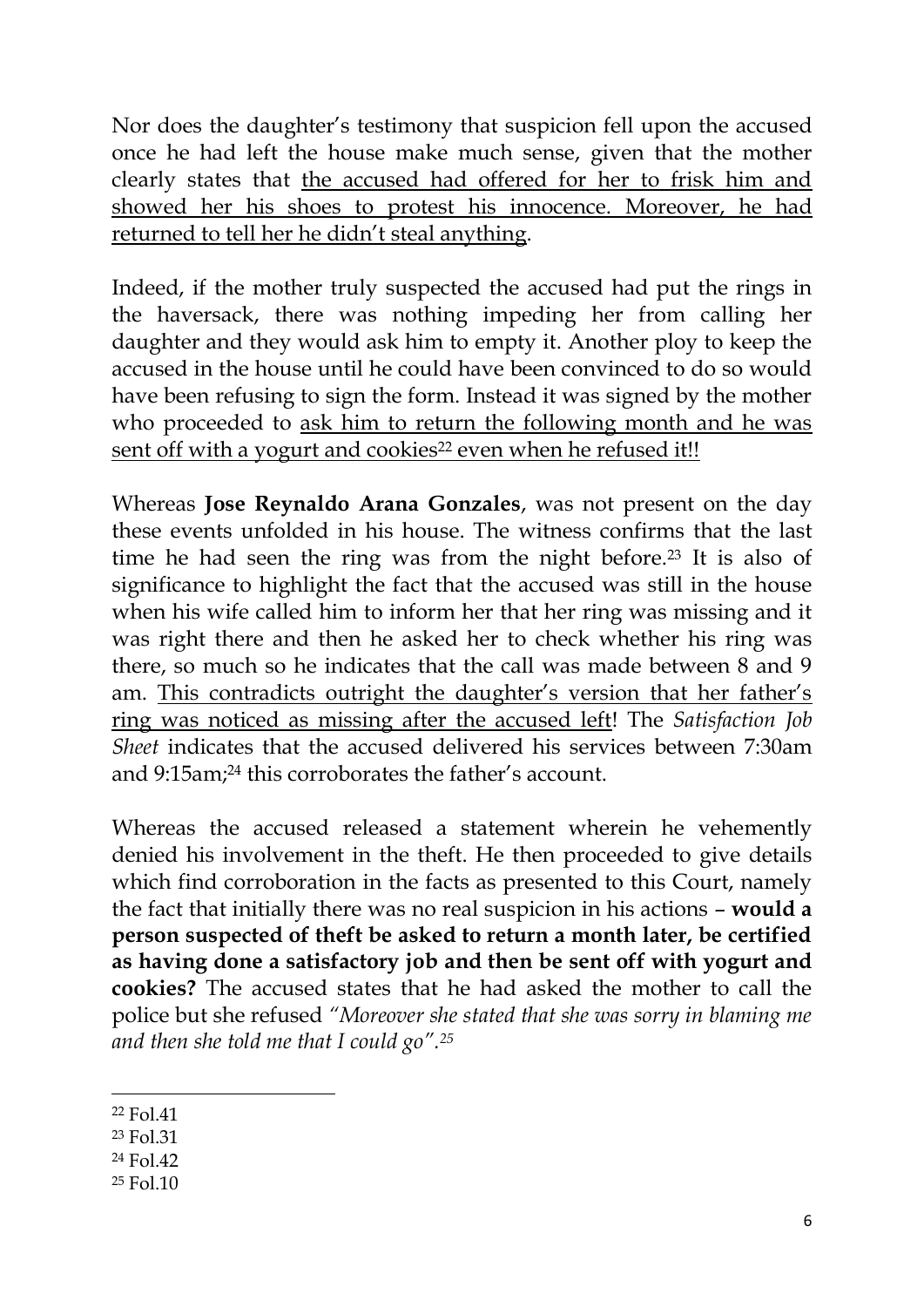Nor does the daughter's testimony that suspicion fell upon the accused once he had left the house make much sense, given that the mother clearly states that <u>the accused had offered for her to frisk him and showed her his shoes to protest his innocence. Moreover, he had returned to tell her he didn't steal anything</u>.

Indeed, if the mother truly suspected the accused had put the rings in the haversack, there was nothing impeding her from calling her daughter and they would ask him to empty it. Another ploy to keep the accused in the house until he could have been convinced to do so would have been refusing to sign the form. Instead it was signed by the mother who proceeded to <u>ask him to return the following month and he was sent off with a yogurt and cookies[22] even when he refused it!!</u>

Whereas **Jose Reynaldo Arana Gonzales**, was not present on the day these events unfolded in his house. The witness confirms that the last time he had seen the ring was from the night before.[23] It is also of significance to highlight the fact that the accused was still in the house when his wife called him to inform her that her ring was missing and it was right there and then he asked her to check whether his ring was there, so much so he indicates that the call was made between 8 and 9 am. <u>This contradicts outright the daughter's version that her father's ring was noticed as missing after the accused left</u>! The *Satisfaction Job Sheet* indicates that the accused delivered his services between 7:30am and 9:15am;[24] this corroborates the father's account.

Whereas the accused released a statement wherein he vehemently denied his involvement in the theft. He then proceeded to give details which find corroboration in the facts as presented to this Court, namely the fact that initially there was no real suspicion in his actions – **would a person suspected of theft be asked to return a month later, be certified as having done a satisfactory job and then be sent off with yogurt and cookies?** The accused states that he had asked the mother to call the police but she refused *"Moreover she stated that she was sorry in blaming me and then she told me that I could go".*[25]

---

[22] Fol.41

[23] Fol.31

[24] Fol.42

[25] Fol.10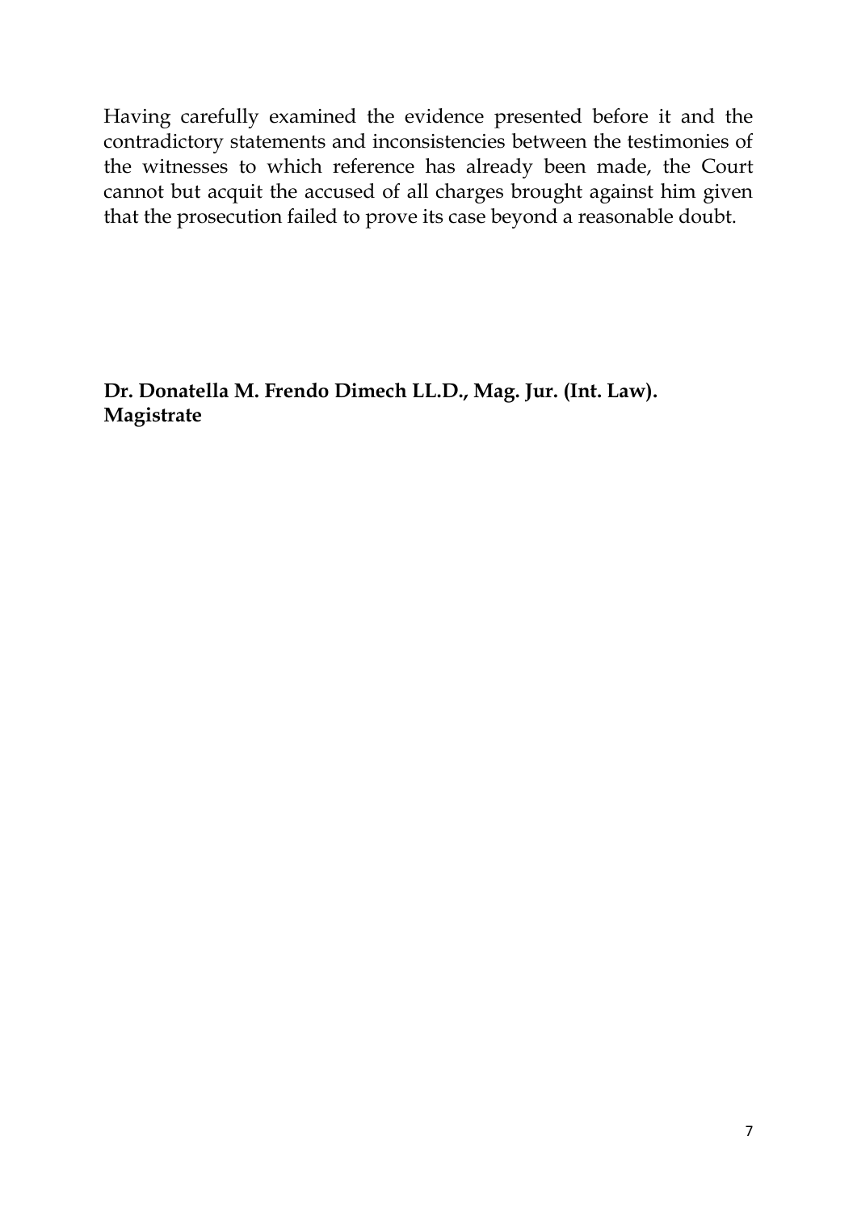Having carefully examined the evidence presented before it and the contradictory statements and inconsistencies between the testimonies of the witnesses to which reference has already been made, the Court cannot but acquit the accused of all charges brought against him given that the prosecution failed to prove its case beyond a reasonable doubt.

**Dr. Donatella M. Frendo Dimech LL.D., Mag. Jur. (Int. Law).**
**Magistrate**